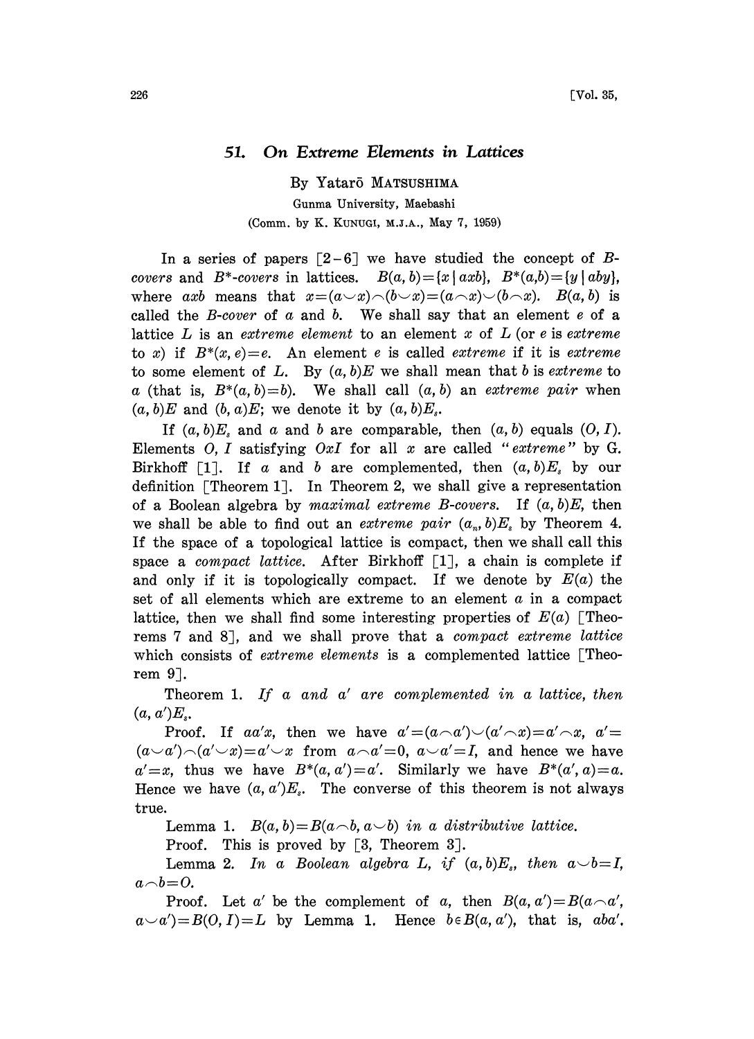# 51. On Extreme Elements in Lattices

By Yatarō MATSUSHIMA

Gunma University, Maebashi

(Comm. by K. KUNUGI, M.J.A., May 7, 1959)

In a series of papers [2–6] we have studied the concept of *B-covers* and *$B^*$-covers* in lattices. $B(a, b)=\{x \mid axb\}$, $B^*(a,b)=\{y \mid aby\}$, where $axb$ means that $x=(a\smile x)\frown(b\smile x)=(a\frown x)\smile(b\frown x)$. $B(a, b)$ is called the *B-cover* of $a$ and $b$. We shall say that an element $e$ of a lattice $L$ is an *extreme element* to an element $x$ of $L$ (or $e$ is *extreme* to $x$) if $B^*(x, e)=e$. An element $e$ is called *extreme* if it is *extreme* to some element of $L$. By $(a, b)E$ we shall mean that $b$ is *extreme* to $a$ (that is, $B^*(a, b)=b$). We shall call $(a, b)$ an *extreme pair* when $(a, b)E$ and $(b, a)E$; we denote it by $(a, b)E_s$.

If $(a, b)E_s$ and $a$ and $b$ are comparable, then $(a, b)$ equals $(O, I)$. Elements $O, I$ satisfying $OxI$ for all $x$ are called "*extreme*" by G. Birkhoff [1]. If $a$ and $b$ are complemented, then $(a, b)E_s$ by our definition [Theorem 1]. In Theorem 2, we shall give a representation of a Boolean algebra by *maximal extreme B-covers*. If $(a, b)E$, then we shall be able to find out an *extreme pair* $(a_n, b)E_s$ by Theorem 4. If the space of a topological lattice is compact, then we shall call this space a *compact lattice*. After Birkhoff [1], a chain is complete if and only if it is topologically compact. If we denote by $E(a)$ the set of all elements which are extreme to an element $a$ in a compact lattice, then we shall find some interesting properties of $E(a)$ [Theorems 7 and 8], and we shall prove that a *compact extreme lattice* which consists of *extreme elements* is a complemented lattice [Theorem 9].

Theorem 1. *If $a$ and $a'$ are complemented in a lattice, then $(a, a')E_s$.*

Proof. If $aa'x$, then we have $a'=(a\frown a')\smile(a'\frown x)=a'\frown x$, $a'=(a\smile a')\frown(a'\smile x)=a'\smile x$ from $a\frown a'=0$, $a\smile a'=I$, and hence we have $a'=x$, thus we have $B^*(a, a')=a'$. Similarly we have $B^*(a', a)=a$. Hence we have $(a, a')E_s$. The converse of this theorem is not always true.

Lemma 1. *$B(a, b)=B(a\frown b, a\smile b)$ in a distributive lattice.*

Proof. This is proved by [3, Theorem 3].

Lemma 2. *In a Boolean algebra $L$, if $(a, b)E_s$, then $a\smile b=I$, $a\frown b=O$.*

Proof. Let $a'$ be the complement of $a$, then $B(a, a')=B(a\frown a', a\smile a')=B(O, I)=L$ by Lemma 1. Hence $b\in B(a, a')$, that is, $aba'$.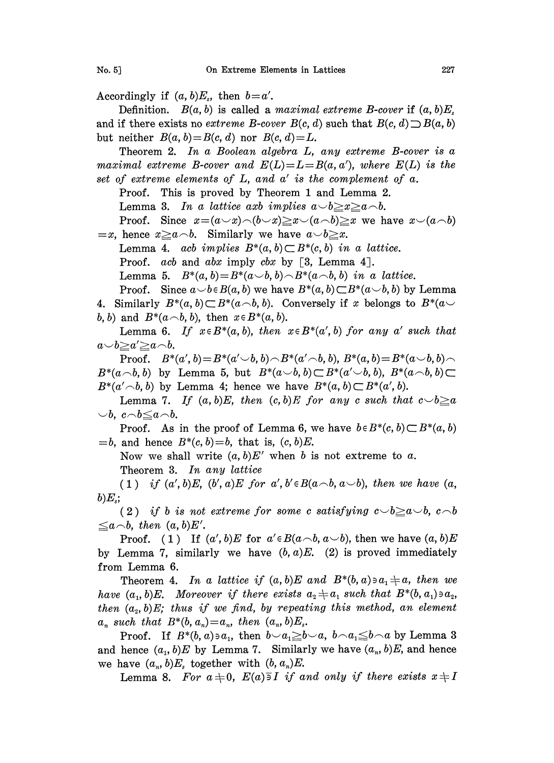Accordingly if $(a, b)E_s$, then $b=a'$.

Definition. $B(a, b)$ is called a *maximal extreme B-cover* if $(a, b)E_s$ and if there exists no *extreme B-cover* $B(c, d)$ such that $B(c, d) \supset B(a, b)$ but neither $B(a, b)=B(c, d)$ nor $B(c, d)=L$.

Theorem 2. *In a Boolean algebra L, any extreme B-cover is a maximal extreme B-cover and $E(L)=L=B(a, a')$, where $E(L)$ is the set of extreme elements of L, and $a'$ is the complement of a.*

Proof. This is proved by Theorem 1 and Lemma 2.

Lemma 3. *In a lattice axb implies $a \smile b \geqq x \geqq a \frown b$.*

Proof. Since $x=(a \smile x) \frown (b \smile x) \geqq x \smile (a \frown b) \geqq x$ we have $x \smile (a \frown b) = x$, hence $x \geqq a \frown b$. Similarly we have $a \smile b \geqq x$.

Lemma 4. *acb implies $B^*(a, b) \subset B^*(c, b)$ in a lattice.*

Proof. *acb* and *abx* imply *cbx* by [3, Lemma 4].

Lemma 5. $B^*(a, b)=B^*(a \smile b, b) \frown B^*(a \frown b, b)$ *in a lattice.*

Proof. Since $a \smile b \in B(a, b)$ we have $B^*(a, b) \subset B^*(a \smile b, b)$ by Lemma 4. Similarly $B^*(a, b) \subset B^*(a \frown b, b)$. Conversely if $x$ belongs to $B^*(a \smile b, b)$ and $B^*(a \frown b, b)$, then $x \in B^*(a, b)$.

Lemma 6. *If $x \in B^*(a, b)$, then $x \in B^*(a', b)$ for any $a'$ such that $a \smile b \geqq a' \geqq a \frown b$.*

Proof. $B^*(a', b)=B^*(a' \smile b, b) \frown B^*(a' \frown b, b)$, $B^*(a, b)=B^*(a \smile b, b) \frown B^*(a \frown b, b)$ by Lemma 5, but $B^*(a \smile b, b) \subset B^*(a' \smile b, b)$, $B^*(a \frown b, b) \subset B^*(a' \frown b, b)$ by Lemma 4; hence we have $B^*(a, b) \subset B^*(a', b)$.

Lemma 7. *If $(a, b)E$, then $(c, b)E$ for any c such that $c \smile b \geqq a \smile b$, $c \frown b \leqq a \frown b$.*

Proof. As in the proof of Lemma 6, we have $b \in B^*(c, b) \subset B^*(a, b) = b$, and hence $B^*(c, b)=b$, that is, $(c, b)E$.

Now we shall write $(a, b)E'$ when $b$ is not extreme to $a$.

Theorem 3. *In any lattice*

(1) *if $(a', b)E$, $(b', a)E$ for $a', b' \in B(a \frown b, a \smile b)$, then we have $(a, b)E_s$;*

(2) *if b is not extreme for some c satisfying $c \smile b \geqq a \smile b$, $c \frown b \leqq a \frown b$, then $(a, b)E'$.*

Proof. (1) If $(a', b)E$ for $a' \in B(a \frown b, a \smile b)$, then we have $(a, b)E$ by Lemma 7, similarly we have $(b, a)E$. (2) is proved immediately from Lemma 6.

Theorem 4. *In a lattice if $(a, b)E$ and $B^*(b, a) \ni a_1 \neq a$, then we have $(a_1, b)E$. Moreover if there exists $a_2 \neq a_1$ such that $B^*(b, a_1) \ni a_2$, then $(a_2, b)E$; thus if we find, by repeating this method, an element $a_n$ such that $B^*(b, a_n)=a_n$, then $(a_n, b)E_s$.*

Proof. If $B^*(b, a) \ni a_1$, then $b \smile a_1 \geqq b \smile a$, $b \frown a_1 \leqq b \frown a$ by Lemma 3 and hence $(a_1, b)E$ by Lemma 7. Similarly we have $(a_n, b)E$, and hence we have $(a_n, b)E_s$ together with $(b, a_n)E$.

Lemma 8. *For $a \neq 0$, $E(a) \not\ni I$ if and only if there exists $x \neq I$*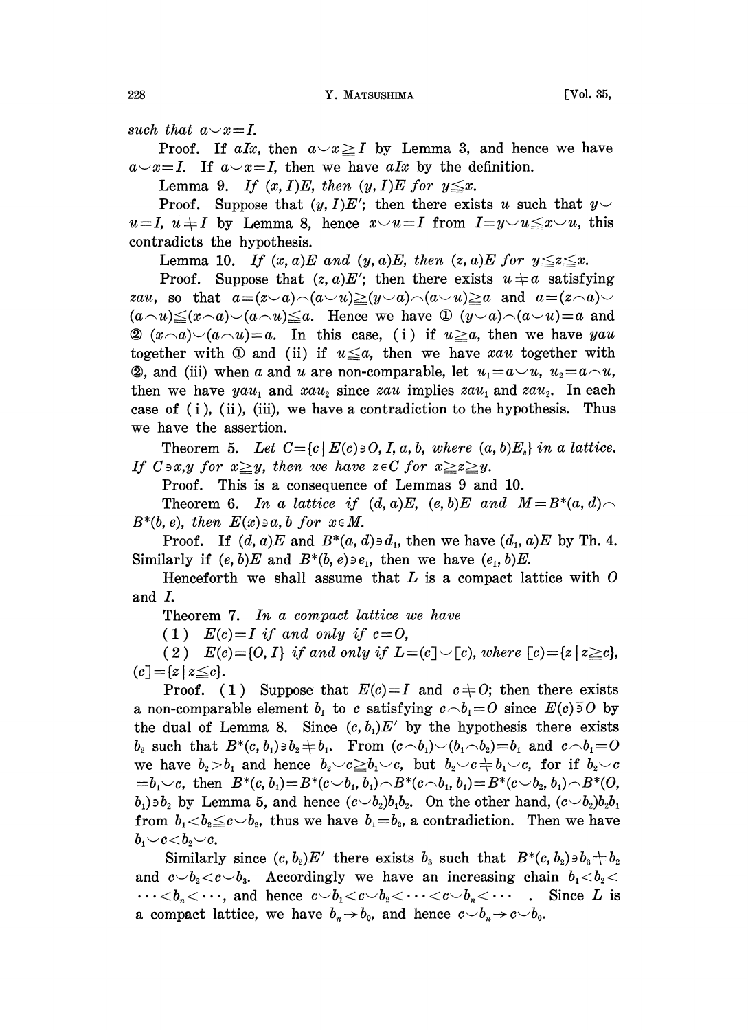such that $a \smile x = I$.

Proof. If $aIx$, then $a \smile x \geqq I$ by Lemma 3, and hence we have $a \smile x = I$. If $a \smile x = I$, then we have $aIx$ by the definition.

Lemma 9. *If $(x, I)E$, then $(y, I)E$ for $y \leqq x$.*

Proof. Suppose that $(y, I)E'$; then there exists $u$ such that $y \smile u = I$, $u \neq I$ by Lemma 8, hence $x \smile u = I$ from $I = y \smile u \leqq x \smile u$, this contradicts the hypothesis.

Lemma 10. *If $(x, a)E$ and $(y, a)E$, then $(z, a)E$ for $y \leqq z \leqq x$.*

Proof. Suppose that $(z, a)E'$; then there exists $u \neq a$ satisfying $zau$, so that $a = (z \smile a) \frown (a \smile u) \geqq (y \smile a) \frown (a \smile u) \geqq a$ and $a = (z \frown a) \smile (a \frown u) \leqq (x \frown a) \smile (a \frown u) \leqq a$. Hence we have ① $(y \smile a) \frown (a \smile u) = a$ and ② $(x \frown a) \smile (a \frown u) = a$. In this case, (i) if $u \geqq a$, then we have $yau$ together with ① and (ii) if $u \leqq a$, then we have $xau$ together with ②, and (iii) when $a$ and $u$ are non-comparable, let $u_1 = a \smile u$, $u_2 = a \frown u$, then we have $yau_1$ and $xau_2$ since $zau$ implies $zau_1$ and $zau_2$. In each case of (i), (ii), (iii), we have a contradiction to the hypothesis. Thus we have the assertion.

Theorem 5. *Let $C = \{c \mid E(c) \ni O, I, a, b$, where $(a, b)E_s\}$ in a lattice. If $C \ni x, y$ for $x \geqq y$, then we have $z \in C$ for $x \geqq z \geqq y$.*

Proof. This is a consequence of Lemmas 9 and 10.

Theorem 6. *In a lattice if $(d, a)E$, $(e, b)E$ and $M = B^*(a, d) \frown B^*(b, e)$, then $E(x) \ni a, b$ for $x \in M$.*

Proof. If $(d, a)E$ and $B^*(a, d) \ni d_1$, then we have $(d_1, a)E$ by Th. 4. Similarly if $(e, b)E$ and $B^*(b, e) \ni e_1$, then we have $(e_1, b)E$.

Henceforth we shall assume that $L$ is a compact lattice with $O$ and $I$.

Theorem 7. *In a compact lattice we have*

(1) *$E(c) = I$ if and only if $c = O$,*

(2) *$E(c) = \{O, I\}$ if and only if $L = (c] \smile [c)$, where $[c) = \{z \mid z \geqq c\}$, $(c] = \{z \mid z \leqq c\}$.*

Proof. (1) Suppose that $E(c) = I$ and $c \neq O$; then there exists a non-comparable element $b_1$ to $c$ satisfying $c \frown b_1 = O$ since $E(c) \bar{\ni} O$ by the dual of Lemma 8. Since $(c, b_1)E'$ by the hypothesis there exists $b_2$ such that $B^*(c, b_1) \ni b_2 \neq b_1$. From $(c \frown b_1) \smile (b_1 \frown b_2) = b_1$ and $c \frown b_1 = O$ we have $b_2 > b_1$ and hence $b_2 \smile c \geqq b_1 \smile c$, but $b_2 \smile c \neq b_1 \smile c$, for if $b_2 \smile c = b_1 \smile c$, then $B^*(c, b_1) = B^*(c \smile b_1, b_1) \frown B^*(c \frown b_1, b_1) = B^*(c \smile b_2, b_1) \frown B^*(O, b_1) \ni b_2$ by Lemma 5, and hence $(c \smile b_2) b_1 b_2$. On the other hand, $(c \smile b_2) b_2 b_1$ from $b_1 < b_2 \leqq c \smile b_2$, thus we have $b_1 = b_2$, a contradiction. Then we have $b_1 \smile c < b_2 \smile c$.

Similarly since $(c, b_2)E'$ there exists $b_3$ such that $B^*(c, b_2) \ni b_3 \neq b_2$ and $c \smile b_2 < c \smile b_3$. Accordingly we have an increasing chain $b_1 < b_2 < \cdots < b_n < \cdots$, and hence $c \smile b_1 < c \smile b_2 < \cdots < c \smile b_n < \cdots$. Since $L$ is a compact lattice, we have $b_n \to b_0$, and hence $c \smile b_n \to c \smile b_0$.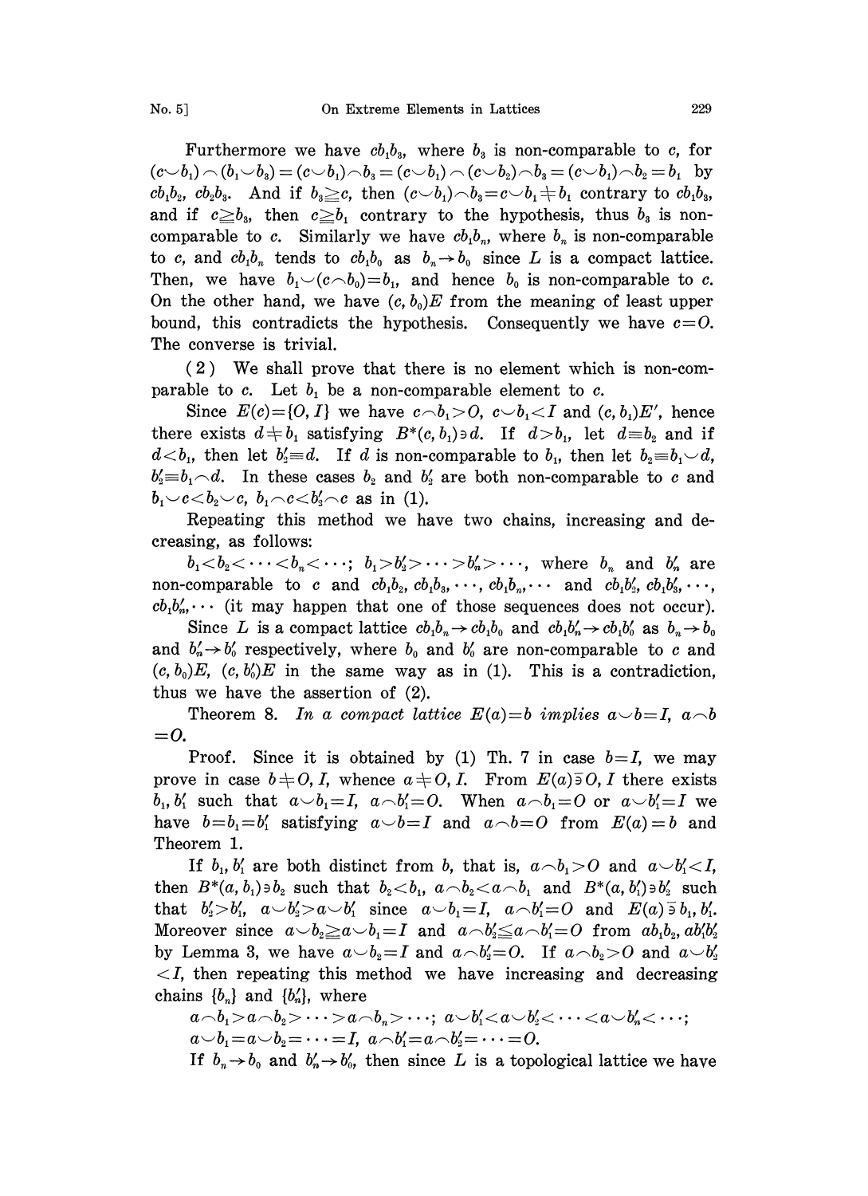Furthermore we have $cb_1b_3$, where $b_3$ is non-comparable to $c$, for $(c\smile b_1)\frown(b_1\smile b_3)=(c\smile b_1)\frown b_3=(c\smile b_1)\frown(c\smile b_2)\frown b_3=(c\smile b_1)\frown b_2=b_1$ by $cb_1b_2$, $cb_2b_3$. And if $b_3\geqq c$, then $(c\smile b_1)\frown b_3=c\smile b_1\neq b_1$ contrary to $cb_1b_3$, and if $c\geqq b_3$, then $c\geqq b_1$ contrary to the hypothesis, thus $b_3$ is non-comparable to $c$. Similarly we have $cb_1b_n$, where $b_n$ is non-comparable to $c$, and $cb_1b_n$ tends to $cb_1b_0$ as $b_n\to b_0$ since $L$ is a compact lattice. Then, we have $b_1\smile(c\frown b_0)=b_1$, and hence $b_0$ is non-comparable to $c$. On the other hand, we have $(c, b_0)E$ from the meaning of least upper bound, this contradicts the hypothesis. Consequently we have $c=O$. The converse is trivial.

(2) We shall prove that there is no element which is non-comparable to $c$. Let $b_1$ be a non-comparable element to $c$.

Since $E(c)=\{O, I\}$ we have $c\frown b_1>O$, $c\smile b_1<I$ and $(c, b_1)E'$, hence there exists $d\neq b_1$ satisfying $B^*(c, b_1)\ni d$. If $d>b_1$, let $d\equiv b_2$ and if $d<b_1$, then let $b_2'\equiv d$. If $d$ is non-comparable to $b_1$, then let $b_2\equiv b_1\smile d$, $b_2'\equiv b_1\frown d$. In these cases $b_2$ and $b_2'$ are both non-comparable to $c$ and $b_1\smile c<b_2\smile c$, $b_1\frown c<b_2'\frown c$ as in (1).

Repeating this method we have two chains, increasing and decreasing, as follows:

$b_1<b_2<\cdots<b_n<\cdots$; $b_1>b_2'>\cdots>b_n'>\cdots$, where $b_n$ and $b_n'$ are non-comparable to $c$ and $cb_1b_2, cb_1b_3, \cdots, cb_1b_n, \cdots$ and $cb_1b_2', cb_1b_3', \cdots, cb_1b_n', \cdots$ (it may happen that one of those sequences does not occur).

Since $L$ is a compact lattice $cb_1b_n\to cb_1b_0$ and $cb_1b_n'\to cb_1b_0'$ as $b_n\to b_0$ and $b_n'\to b_0'$ respectively, where $b_0$ and $b_0'$ are non-comparable to $c$ and $(c, b_0)E$, $(c, b_0')E$ in the same way as in (1). This is a contradiction, thus we have the assertion of (2).

Theorem 8. *In a compact lattice $E(a)=b$ implies $a\smile b=I$, $a\frown b=O$.*

Proof. Since it is obtained by (1) Th. 7 in case $b=I$, we may prove in case $b\neq O, I$, whence $a\neq O, I$. From $E(a)\not\ni O, I$ there exists $b_1, b_1'$ such that $a\smile b_1=I$, $a\frown b_1'=O$. When $a\frown b_1=O$ or $a\smile b_1'=I$ we have $b=b_1=b_1'$ satisfying $a\smile b=I$ and $a\frown b=O$ from $E(a)=b$ and Theorem 1.

If $b_1, b_1'$ are both distinct from $b$, that is, $a\frown b_1>O$ and $a\smile b_1'<I$, then $B^*(a, b_1)\ni b_2$ such that $b_2<b_1$, $a\frown b_2<a\frown b_1$ and $B^*(a, b_1')\ni b_2'$ such that $b_2'>b_1'$, $a\smile b_2'>a\smile b_1'$ since $a\smile b_1=I$, $a\frown b_1'=O$ and $E(a)\not\ni b_1, b_1'$. Moreover since $a\smile b_2\geqq a\smile b_1=I$ and $a\frown b_2'\leqq a\frown b_1'=O$ from $ab_1b_2, ab_1'b_2'$ by Lemma 3, we have $a\smile b_2=I$ and $a\frown b_2'=O$. If $a\frown b_2>O$ and $a\smile b_2'<I$, then repeating this method we have increasing and decreasing chains $\{b_n\}$ and $\{b_n'\}$, where

$a\frown b_1>a\frown b_2>\cdots>a\frown b_n>\cdots$; $a\smile b_1'<a\smile b_2'<\cdots<a\smile b_n'<\cdots$;
$a\smile b_1=a\smile b_2=\cdots=I$, $a\frown b_1'=a\frown b_2'=\cdots=O$.

If $b_n\to b_0$ and $b_n'\to b_0'$, then since $L$ is a topological lattice we have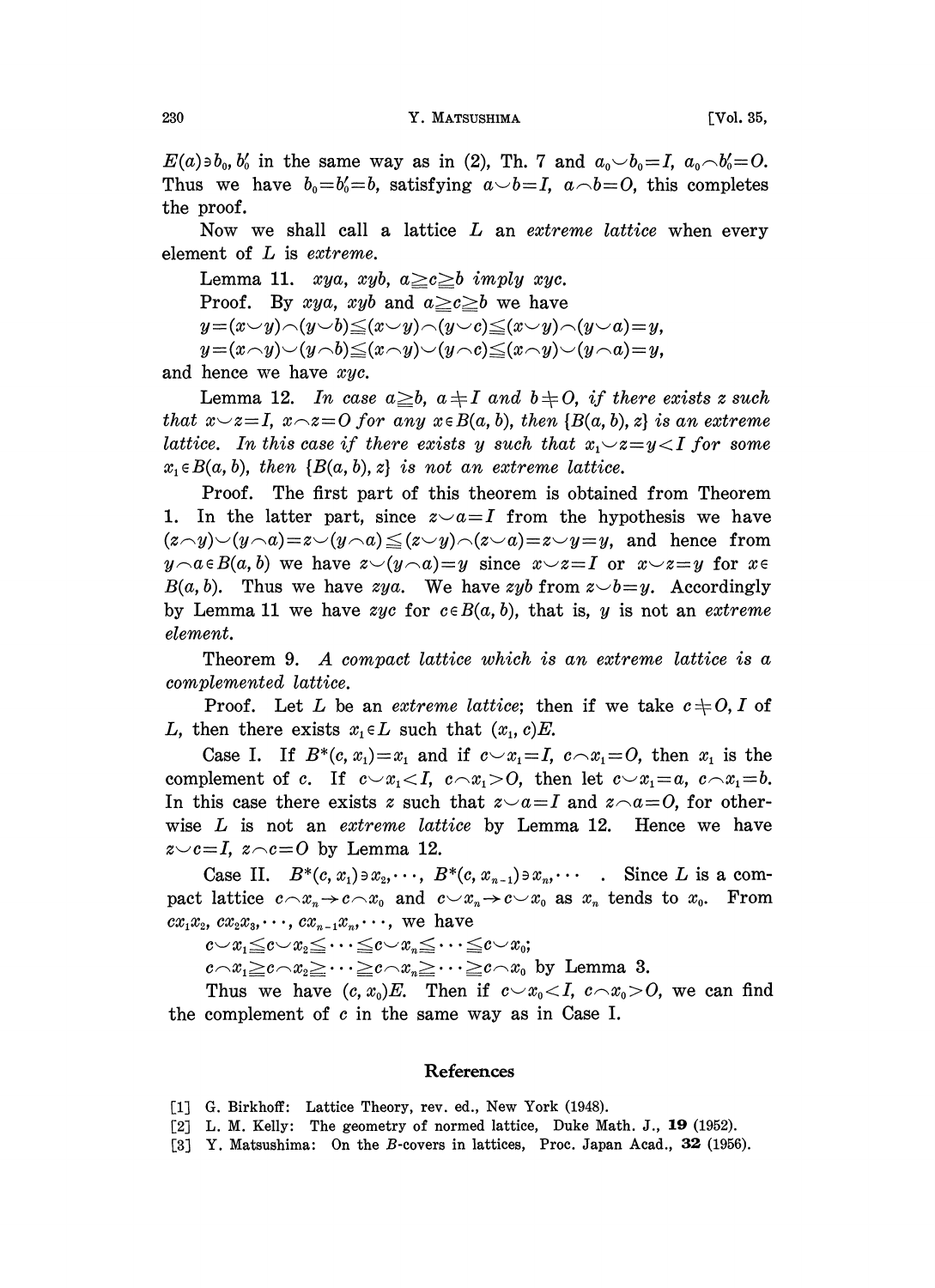$E(a) \ni b_0, b_0'$ in the same way as in (2), Th. 7 and $a_0 \smile b_0 = I$, $a_0 \frown b_0' = O$. Thus we have $b_0 = b_0' = b$, satisfying $a \smile b = I$, $a \frown b = O$, this completes the proof.

Now we shall call a lattice $L$ an *extreme lattice* when every element of $L$ is *extreme*.

Lemma 11. *$xya$, $xyb$, $a \geqq c \geqq b$ imply $xyc$.*

Proof. By $xya$, $xyb$ and $a \geqq c \geqq b$ we have

$$y = (x \smile y) \frown (y \smile b) \leqq (x \smile y) \frown (y \smile c) \leqq (x \smile y) \frown (y \smile a) = y,$$

$$y = (x \frown y) \smile (y \frown b) \leqq (x \frown y) \smile (y \frown c) \leqq (x \frown y) \smile (y \frown a) = y,$$

and hence we have $xyc$.

Lemma 12. *In case $a \geqq b$, $a \neq I$ and $b \neq O$, if there exists $z$ such that $x \smile z = I$, $x \frown z = O$ for any $x \in B(a, b)$, then $\{B(a, b), z\}$ is an extreme lattice. In this case if there exists $y$ such that $x_1 \smile z = y < I$ for some $x_1 \in B(a, b)$, then $\{B(a, b), z\}$ is not an extreme lattice.*

Proof. The first part of this theorem is obtained from Theorem 1. In the latter part, since $z \smile a = I$ from the hypothesis we have $(z \frown y) \smile (y \frown a) = z \smile (y \frown a) \leqq (z \smile y) \frown (z \smile a) = z \smile y = y$, and hence from $y \frown a \in B(a, b)$ we have $z \smile (y \frown a) = y$ since $x \smile z = I$ or $x \smile z = y$ for $x \in B(a, b)$. Thus we have $zya$. We have $zyb$ from $z \smile b = y$. Accordingly by Lemma 11 we have $zyc$ for $c \in B(a, b)$, that is, $y$ is not an *extreme element*.

Theorem 9. *A compact lattice which is an extreme lattice is a complemented lattice.*

Proof. Let $L$ be an *extreme lattice*; then if we take $c \neq O, I$ of $L$, then there exists $x_1 \in L$ such that $(x_1, c)E$.

Case I. If $B^*(c, x_1) = x_1$ and if $c \smile x_1 = I$, $c \frown x_1 = O$, then $x_1$ is the complement of $c$. If $c \smile x_1 < I$, $c \frown x_1 > O$, then let $c \smile x_1 = a$, $c \frown x_1 = b$. In this case there exists $z$ such that $z \smile a = I$ and $z \frown a = O$, for otherwise $L$ is not an *extreme lattice* by Lemma 12. Hence we have $z \smile c = I$, $z \frown c = O$ by Lemma 12.

Case II. $B^*(c, x_1) \ni x_2, \cdots, B^*(c, x_{n-1}) \ni x_n, \cdots$ . Since $L$ is a compact lattice $c \frown x_n \to c \frown x_0$ and $c \smile x_n \to c \smile x_0$ as $x_n$ tends to $x_0$. From $cx_1x_2, cx_2x_3, \cdots, cx_{n-1}x_n, \cdots$, we have

$$c \smile x_1 \leqq c \smile x_2 \leqq \cdots \leqq c \smile x_n \leqq \cdots \leqq c \smile x_0;$$

$$c \frown x_1 \geqq c \frown x_2 \geqq \cdots \geqq c \frown x_n \geqq \cdots \geqq c \frown x_0 \text{ by Lemma 3.}$$

Thus we have $(c, x_0)E$. Then if $c \smile x_0 < I$, $c \frown x_0 > O$, we can find the complement of $c$ in the same way as in Case I.

## References

[1] G. Birkhoff: Lattice Theory, rev. ed., New York (1948).

[2] L. M. Kelly: The geometry of normed lattice, Duke Math. J., **19** (1952).

[3] Y. Matsushima: On the $B$-covers in lattices, Proc. Japan Acad., **32** (1956).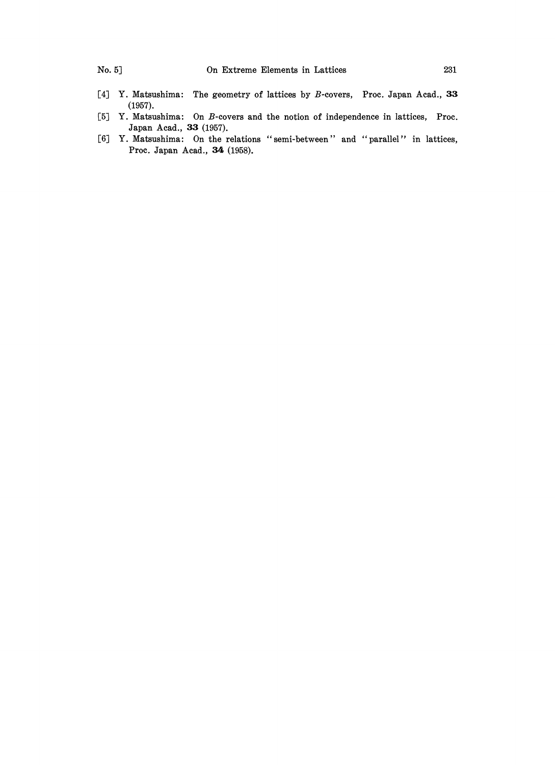[4] Y. Matsushima: The geometry of lattices by *B*-covers, Proc. Japan Acad., **33** (1957).

[5] Y. Matsushima: On *B*-covers and the notion of independence in lattices, Proc. Japan Acad., **33** (1957).

[6] Y. Matsushima: On the relations "semi-between" and "parallel" in lattices, Proc. Japan Acad., **34** (1958).